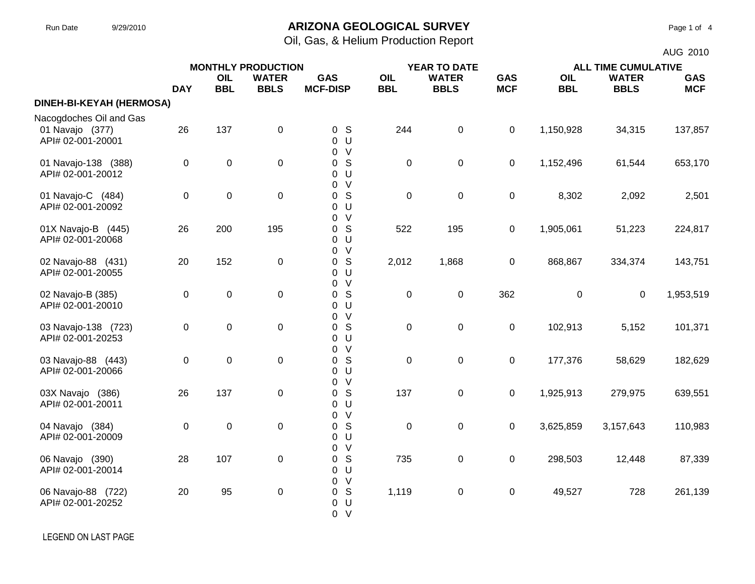# ARIZONA GEOLOGICAL SURVEY

Oil, Gas, & Helium Production Report

Run Date 9/29/2010

AUG 2010

| | MONTHLY PRODUCTION | | | | | YEAR TO DATE | | | ALL TIME CUMULATIVE | | |
|---|---|---|---|---|---|---|---|---|---|---|---|
| | DAY | OIL BBL | WATER BBLS | GAS MCF-DISP | | OIL BBL | WATER BBLS | GAS MCF | OIL BBL | WATER BBLS | GAS MCF |
| **DINEH-BI-KEYAH (HERMOSA)** | | | | | | | | | | | |
| Nacogdoches Oil and Gas | | | | | | | | | | | |
| 01 Navajo (377) API# 02-001-20001 | 26 | 137 | 0 | 0 / 0 / 0 | S / U / V | 244 | 0 | 0 | 1,150,928 | 34,315 | 137,857 |
| 01 Navajo-138 (388) API# 02-001-20012 | 0 | 0 | 0 | 0 / 0 / 0 | S / U / V | 0 | 0 | 0 | 1,152,496 | 61,544 | 653,170 |
| 01 Navajo-C (484) API# 02-001-20092 | 0 | 0 | 0 | 0 / 0 / 0 | S / U / V | 0 | 0 | 0 | 8,302 | 2,092 | 2,501 |
| 01X Navajo-B (445) API# 02-001-20068 | 26 | 200 | 195 | 0 / 0 / 0 | S / U / V | 522 | 195 | 0 | 1,905,061 | 51,223 | 224,817 |
| 02 Navajo-88 (431) API# 02-001-20055 | 20 | 152 | 0 | 0 / 0 / 0 | S / U / V | 2,012 | 1,868 | 0 | 868,867 | 334,374 | 143,751 |
| 02 Navajo-B (385) API# 02-001-20010 | 0 | 0 | 0 | 0 / 0 / 0 | S / U / V | 0 | 0 | 362 | 0 | 0 | 1,953,519 |
| 03 Navajo-138 (723) API# 02-001-20253 | 0 | 0 | 0 | 0 / 0 / 0 | S / U / V | 0 | 0 | 0 | 102,913 | 5,152 | 101,371 |
| 03 Navajo-88 (443) API# 02-001-20066 | 0 | 0 | 0 | 0 / 0 / 0 | S / U / V | 0 | 0 | 0 | 177,376 | 58,629 | 182,629 |
| 03X Navajo (386) API# 02-001-20011 | 26 | 137 | 0 | 0 / 0 / 0 | S / U / V | 137 | 0 | 0 | 1,925,913 | 279,975 | 639,551 |
| 04 Navajo (384) API# 02-001-20009 | 0 | 0 | 0 | 0 / 0 / 0 | S / U / V | 0 | 0 | 0 | 3,625,859 | 3,157,643 | 110,983 |
| 06 Navajo (390) API# 02-001-20014 | 28 | 107 | 0 | 0 / 0 / 0 | S / U / V | 735 | 0 | 0 | 298,503 | 12,448 | 87,339 |
| 06 Navajo-88 (722) API# 02-001-20252 | 20 | 95 | 0 | 0 / 0 / 0 | S / U / V | 1,119 | 0 | 0 | 49,527 | 728 | 261,139 |

LEGEND ON LAST PAGE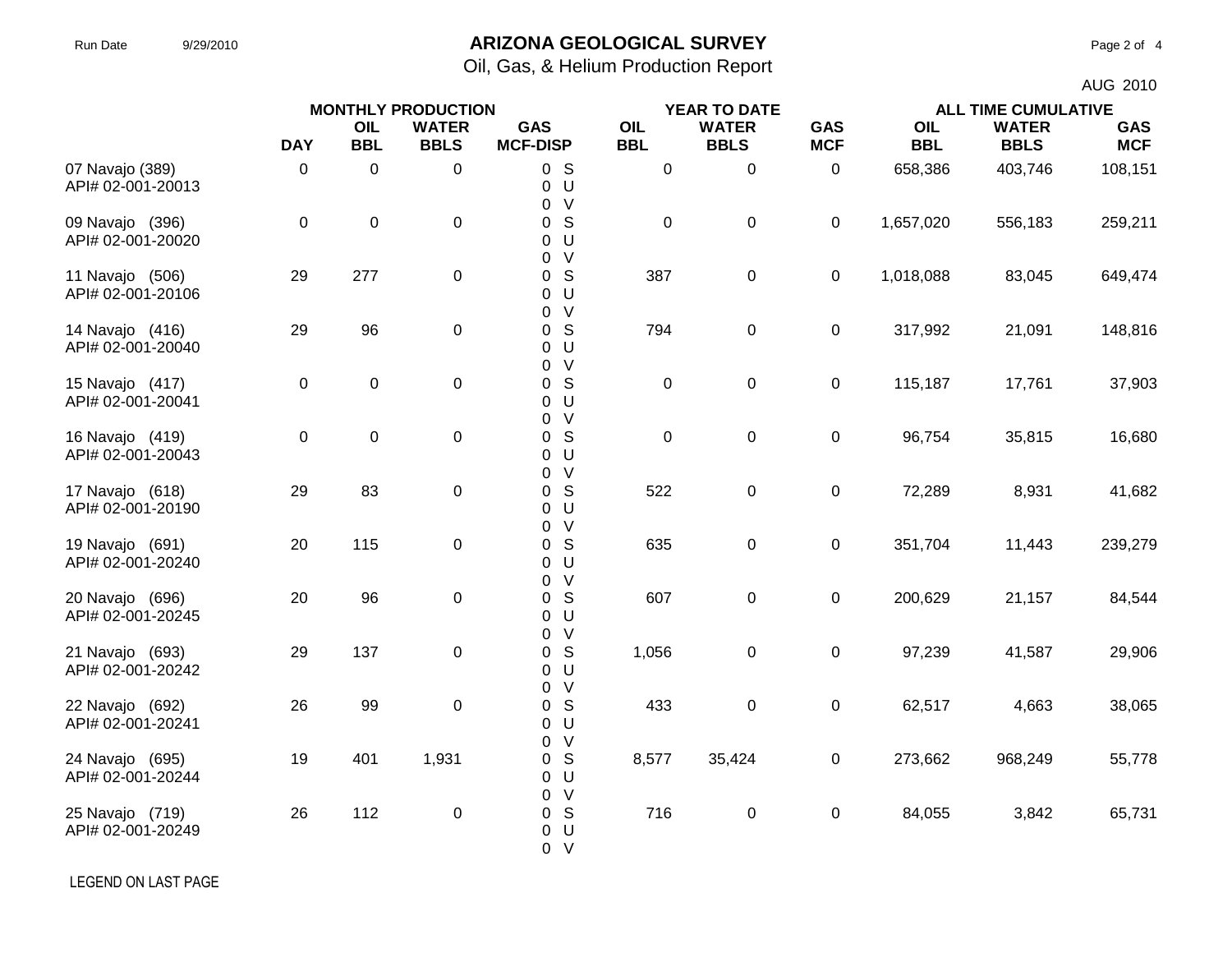Run Date 9/29/2010

# ARIZONA GEOLOGICAL SURVEY

## Oil, Gas, & Helium Production Report

AUG 2010

| | MONTHLY PRODUCTION | | | | | YEAR TO DATE | | | ALL TIME CUMULATIVE | | |
|---|---|---|---|---|---|---|---|---|---|---|---|
| | DAY | OIL BBL | WATER BBLS | GAS MCF-DISP | | OIL BBL | WATER BBLS | GAS MCF | OIL BBL | WATER BBLS | GAS MCF |
| 07 Navajo (389) API# 02-001-20013 | 0 | 0 | 0 | 0 / 0 / 0 | S / U / V | 0 | 0 | 0 | 658,386 | 403,746 | 108,151 |
| 09 Navajo (396) API# 02-001-20020 | 0 | 0 | 0 | 0 / 0 / 0 | S / U / V | 0 | 0 | 0 | 1,657,020 | 556,183 | 259,211 |
| 11 Navajo (506) API# 02-001-20106 | 29 | 277 | 0 | 0 / 0 / 0 | S / U / V | 387 | 0 | 0 | 1,018,088 | 83,045 | 649,474 |
| 14 Navajo (416) API# 02-001-20040 | 29 | 96 | 0 | 0 / 0 / 0 | S / U / V | 794 | 0 | 0 | 317,992 | 21,091 | 148,816 |
| 15 Navajo (417) API# 02-001-20041 | 0 | 0 | 0 | 0 / 0 / 0 | S / U / V | 0 | 0 | 0 | 115,187 | 17,761 | 37,903 |
| 16 Navajo (419) API# 02-001-20043 | 0 | 0 | 0 | 0 / 0 / 0 | S / U / V | 0 | 0 | 0 | 96,754 | 35,815 | 16,680 |
| 17 Navajo (618) API# 02-001-20190 | 29 | 83 | 0 | 0 / 0 / 0 | S / U / V | 522 | 0 | 0 | 72,289 | 8,931 | 41,682 |
| 19 Navajo (691) API# 02-001-20240 | 20 | 115 | 0 | 0 / 0 / 0 | S / U / V | 635 | 0 | 0 | 351,704 | 11,443 | 239,279 |
| 20 Navajo (696) API# 02-001-20245 | 20 | 96 | 0 | 0 / 0 / 0 | S / U / V | 607 | 0 | 0 | 200,629 | 21,157 | 84,544 |
| 21 Navajo (693) API# 02-001-20242 | 29 | 137 | 0 | 0 / 0 / 0 | S / U / V | 1,056 | 0 | 0 | 97,239 | 41,587 | 29,906 |
| 22 Navajo (692) API# 02-001-20241 | 26 | 99 | 0 | 0 / 0 / 0 | S / U / V | 433 | 0 | 0 | 62,517 | 4,663 | 38,065 |
| 24 Navajo (695) API# 02-001-20244 | 19 | 401 | 1,931 | 0 / 0 / 0 | S / U / V | 8,577 | 35,424 | 0 | 273,662 | 968,249 | 55,778 |
| 25 Navajo (719) API# 02-001-20249 | 26 | 112 | 0 | 0 / 0 / 0 | S / U / V | 716 | 0 | 0 | 84,055 | 3,842 | 65,731 |

LEGEND ON LAST PAGE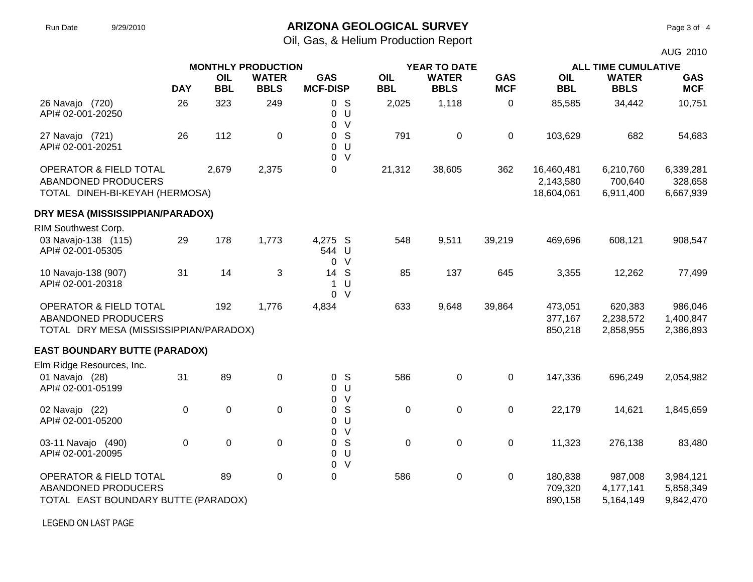# ARIZONA GEOLOGICAL SURVEY

Oil, Gas, & Helium Production Report

AUG 2010

| | MONTHLY PRODUCTION | | | | | YEAR TO DATE | | | ALL TIME CUMULATIVE | | |
|---|---|---|---|---|---|---|---|---|---|---|---|
| | DAY | OIL BBL | WATER BBLS | GAS MCF-DISP | | OIL BBL | WATER BBLS | GAS MCF | OIL BBL | WATER BBLS | GAS MCF |
| 26 Navajo (720) API# 02-001-20250 | 26 | 323 | 249 | 0 / 0 / 0 | S / U / V | 2,025 | 1,118 | 0 | 85,585 | 34,442 | 10,751 |
| 27 Navajo (721) API# 02-001-20251 | 26 | 112 | 0 | 0 / 0 / 0 | S / U / V | 791 | 0 | 0 | 103,629 | 682 | 54,683 |
| OPERATOR & FIELD TOTAL | | 2,679 | 2,375 | 0 | | 21,312 | 38,605 | 362 | 16,460,481 | 6,210,760 | 6,339,281 |
| ABANDONED PRODUCERS | | | | | | | | | 2,143,580 | 700,640 | 328,658 |
| TOTAL DINEH-BI-KEYAH (HERMOSA) | | | | | | | | | 18,604,061 | 6,911,400 | 6,667,939 |
| **DRY MESA (MISSISSIPPIAN/PARADOX)** | | | | | | | | | | | |
| RIM Southwest Corp. | | | | | | | | | | | |
| 03 Navajo-138 (115) API# 02-001-05305 | 29 | 178 | 1,773 | 4,275 / 544 / 0 | S / U / V | 548 | 9,511 | 39,219 | 469,696 | 608,121 | 908,547 |
| 10 Navajo-138 (907) API# 02-001-20318 | 31 | 14 | 3 | 14 / 1 / 0 | S / U / V | 85 | 137 | 645 | 3,355 | 12,262 | 77,499 |
| OPERATOR & FIELD TOTAL | | 192 | 1,776 | 4,834 | | 633 | 9,648 | 39,864 | 473,051 | 620,383 | 986,046 |
| ABANDONED PRODUCERS | | | | | | | | | 377,167 | 2,238,572 | 1,400,847 |
| TOTAL DRY MESA (MISSISSIPPIAN/PARADOX) | | | | | | | | | 850,218 | 2,858,955 | 2,386,893 |
| **EAST BOUNDARY BUTTE (PARADOX)** | | | | | | | | | | | |
| Elm Ridge Resources, Inc. | | | | | | | | | | | |
| 01 Navajo (28) API# 02-001-05199 | 31 | 89 | 0 | 0 / 0 / 0 | S / U / V | 586 | 0 | 0 | 147,336 | 696,249 | 2,054,982 |
| 02 Navajo (22) API# 02-001-05200 | 0 | 0 | 0 | 0 / 0 / 0 | S / U / V | 0 | 0 | 0 | 22,179 | 14,621 | 1,845,659 |
| 03-11 Navajo (490) API# 02-001-20095 | 0 | 0 | 0 | 0 / 0 / 0 | S / U / V | 0 | 0 | 0 | 11,323 | 276,138 | 83,480 |
| OPERATOR & FIELD TOTAL | | 89 | 0 | 0 | | 586 | 0 | 0 | 180,838 | 987,008 | 3,984,121 |
| ABANDONED PRODUCERS | | | | | | | | | 709,320 | 4,177,141 | 5,858,349 |
| TOTAL EAST BOUNDARY BUTTE (PARADOX) | | | | | | | | | 890,158 | 5,164,149 | 9,842,470 |

LEGEND ON LAST PAGE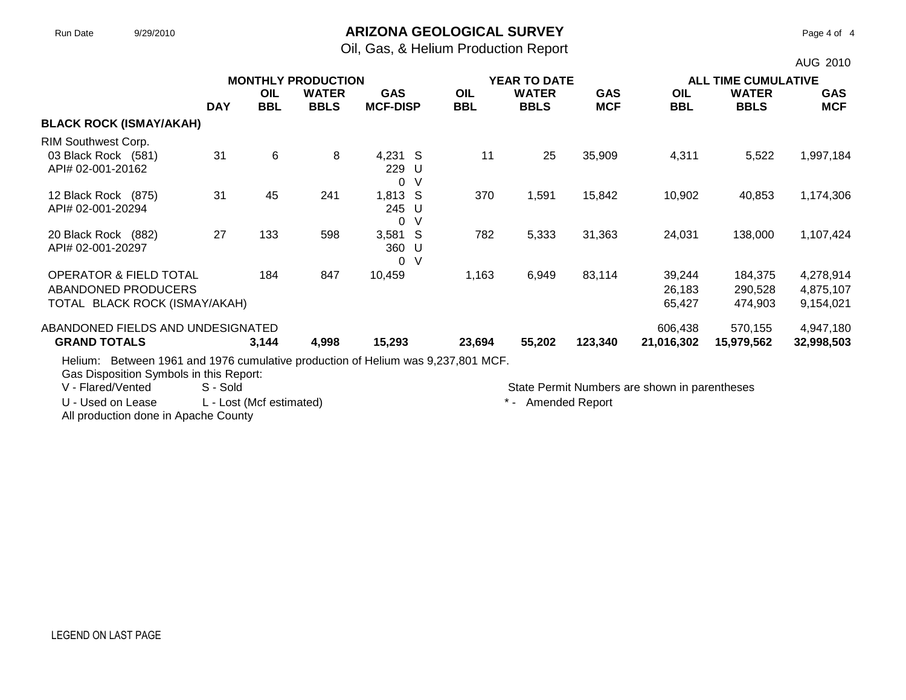# ARIZONA GEOLOGICAL SURVEY

Oil, Gas, & Helium Production Report

Run Date 9/29/2010

AUG 2010

| | | MONTHLY PRODUCTION | | | | YEAR TO DATE | | | ALL TIME CUMULATIVE | | |
|---|---|---|---|---|---|---|---|---|---|---|---|
| | DAY | OIL BBL | WATER BBLS | GAS MCF-DISP | | OIL BBL | WATER BBLS | GAS MCF | OIL BBL | WATER BBLS | GAS MCF |
| **BLACK ROCK (ISMAY/AKAH)** | | | | | | | | | | | |
| RIM Southwest Corp. | | | | | | | | | | | |
| 03 Black Rock (581) | 31 | 6 | 8 | 4,231 | S | 11 | 25 | 35,909 | 4,311 | 5,522 | 1,997,184 |
| API# 02-001-20162 | | | | 229 | U | | | | | | |
| | | | | 0 | V | | | | | | |
| 12 Black Rock (875) | 31 | 45 | 241 | 1,813 | S | 370 | 1,591 | 15,842 | 10,902 | 40,853 | 1,174,306 |
| API# 02-001-20294 | | | | 245 | U | | | | | | |
| | | | | 0 | V | | | | | | |
| 20 Black Rock (882) | 27 | 133 | 598 | 3,581 | S | 782 | 5,333 | 31,363 | 24,031 | 138,000 | 1,107,424 |
| API# 02-001-20297 | | | | 360 | U | | | | | | |
| | | | | 0 | V | | | | | | |
| OPERATOR & FIELD TOTAL | | 184 | 847 | 10,459 | | 1,163 | 6,949 | 83,114 | 39,244 | 184,375 | 4,278,914 |
| ABANDONED PRODUCERS | | | | | | | | | 26,183 | 290,528 | 4,875,107 |
| TOTAL BLACK ROCK (ISMAY/AKAH) | | | | | | | | | 65,427 | 474,903 | 9,154,021 |
| ABANDONED FIELDS AND UNDESIGNATED | | | | | | | | | 606,438 | 570,155 | 4,947,180 |
| **GRAND TOTALS** | | **3,144** | **4,998** | **15,293** | | **23,694** | **55,202** | **123,340** | **21,016,302** | **15,979,562** | **32,998,503** |

Helium: Between 1961 and 1976 cumulative production of Helium was 9,237,801 MCF.

Gas Disposition Symbols in this Report:

V - Flared/Vented S - Sold

U - Used on Lease L - Lost (Mcf estimated)

All production done in Apache County

State Permit Numbers are shown in parentheses

* - Amended Report

LEGEND ON LAST PAGE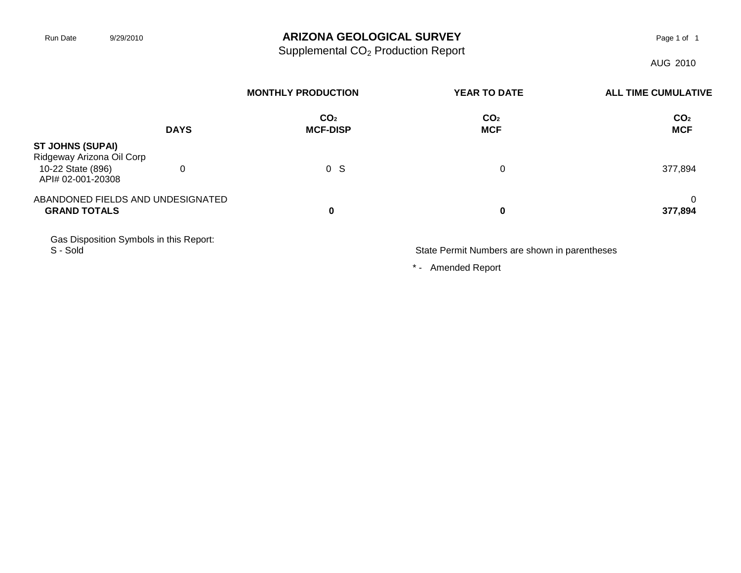Run Date 9/29/2010

# ARIZONA GEOLOGICAL SURVEY

Supplemental $CO_2$ Production Report

AUG 2010

| | DAYS | MONTHLY PRODUCTION $CO_2$ MCF-DISP | YEAR TO DATE $CO_2$ MCF | ALL TIME CUMULATIVE $CO_2$ MCF |
|---|---|---|---|---|
| **ST JOHNS (SUPAI)** | | | | |
| Ridgeway Arizona Oil Corp | | | | |
| 10-22 State (896) API# 02-001-20308 | 0 | 0 S | 0 | 377,894 |
| ABANDONED FIELDS AND UNDESIGNATED | | | | 0 |
| **GRAND TOTALS** | | **0** | **0** | **377,894** |

Gas Disposition Symbols in this Report:
S - Sold

State Permit Numbers are shown in parentheses

* - Amended Report